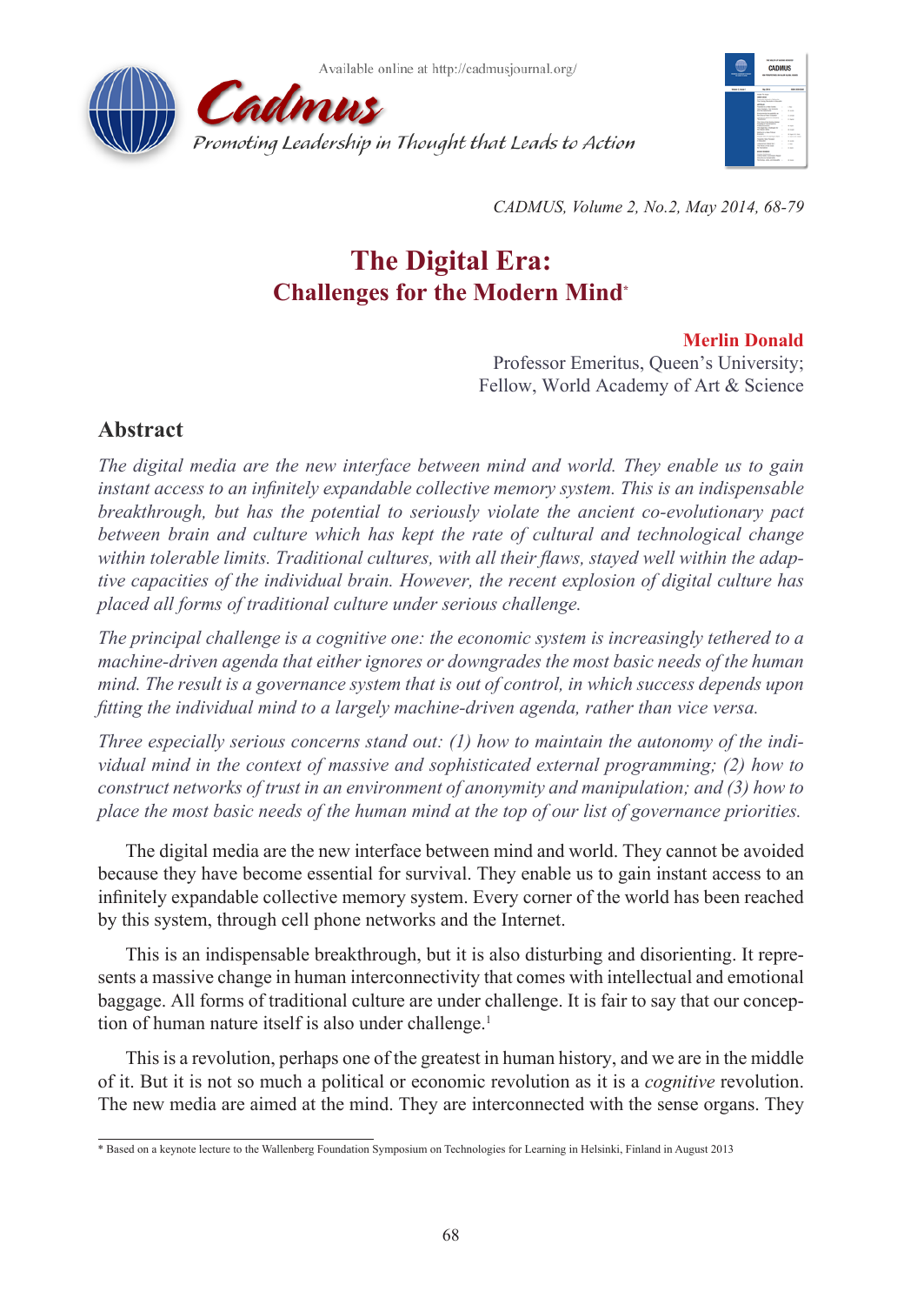# The Digital Era:
## Challenges for the Modern Mind*

**Merlin Donald**
Professor Emeritus, Queen's University;
Fellow, World Academy of Art & Science

## Abstract

*The digital media are the new interface between mind and world. They enable us to gain instant access to an infinitely expandable collective memory system. This is an indispensable breakthrough, but has the potential to seriously violate the ancient co-evolutionary pact between brain and culture which has kept the rate of cultural and technological change within tolerable limits. Traditional cultures, with all their flaws, stayed well within the adaptive capacities of the individual brain. However, the recent explosion of digital culture has placed all forms of traditional culture under serious challenge.*

*The principal challenge is a cognitive one: the economic system is increasingly tethered to a machine-driven agenda that either ignores or downgrades the most basic needs of the human mind. The result is a governance system that is out of control, in which success depends upon fitting the individual mind to a largely machine-driven agenda, rather than vice versa.*

*Three especially serious concerns stand out: (1) how to maintain the autonomy of the individual mind in the context of massive and sophisticated external programming; (2) how to construct networks of trust in an environment of anonymity and manipulation; and (3) how to place the most basic needs of the human mind at the top of our list of governance priorities.*

The digital media are the new interface between mind and world. They cannot be avoided because they have become essential for survival. They enable us to gain instant access to an infinitely expandable collective memory system. Every corner of the world has been reached by this system, through cell phone networks and the Internet.

This is an indispensable breakthrough, but it is also disturbing and disorienting. It represents a massive change in human interconnectivity that comes with intellectual and emotional baggage. All forms of traditional culture are under challenge. It is fair to say that our conception of human nature itself is also under challenge.[1]

This is a revolution, perhaps one of the greatest in human history, and we are in the middle of it. But it is not so much a political or economic revolution as it is a *cognitive* revolution. The new media are aimed at the mind. They are interconnected with the sense organs. They

* Based on a keynote lecture to the Wallenberg Foundation Symposium on Technologies for Learning in Helsinki, Finland in August 2013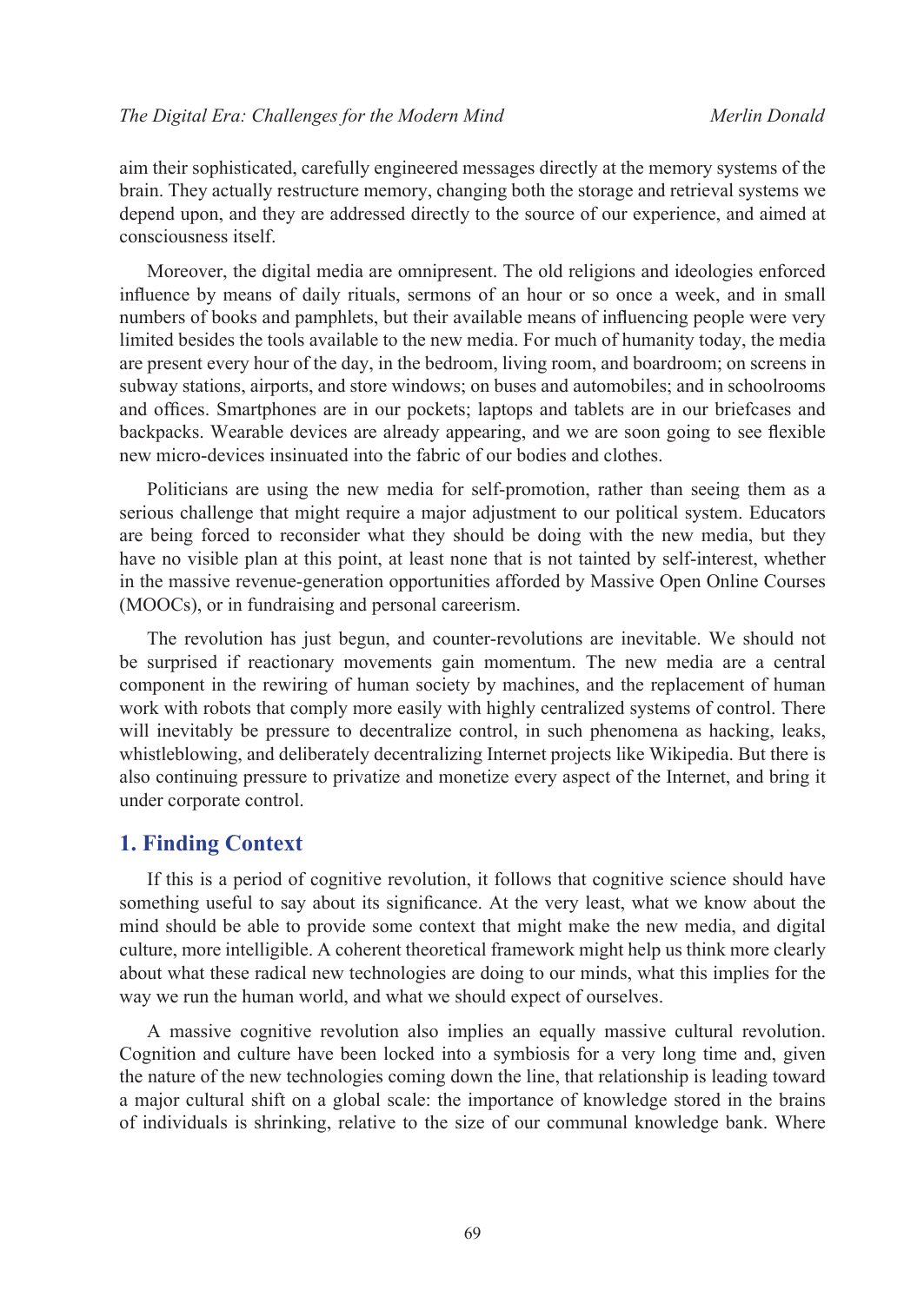aim their sophisticated, carefully engineered messages directly at the memory systems of the brain. They actually restructure memory, changing both the storage and retrieval systems we depend upon, and they are addressed directly to the source of our experience, and aimed at consciousness itself.

Moreover, the digital media are omnipresent. The old religions and ideologies enforced influence by means of daily rituals, sermons of an hour or so once a week, and in small numbers of books and pamphlets, but their available means of influencing people were very limited besides the tools available to the new media. For much of humanity today, the media are present every hour of the day, in the bedroom, living room, and boardroom; on screens in subway stations, airports, and store windows; on buses and automobiles; and in schoolrooms and offices. Smartphones are in our pockets; laptops and tablets are in our briefcases and backpacks. Wearable devices are already appearing, and we are soon going to see flexible new micro-devices insinuated into the fabric of our bodies and clothes.

Politicians are using the new media for self-promotion, rather than seeing them as a serious challenge that might require a major adjustment to our political system. Educators are being forced to reconsider what they should be doing with the new media, but they have no visible plan at this point, at least none that is not tainted by self-interest, whether in the massive revenue-generation opportunities afforded by Massive Open Online Courses (MOOCs), or in fundraising and personal careerism.

The revolution has just begun, and counter-revolutions are inevitable. We should not be surprised if reactionary movements gain momentum. The new media are a central component in the rewiring of human society by machines, and the replacement of human work with robots that comply more easily with highly centralized systems of control. There will inevitably be pressure to decentralize control, in such phenomena as hacking, leaks, whistleblowing, and deliberately decentralizing Internet projects like Wikipedia. But there is also continuing pressure to privatize and monetize every aspect of the Internet, and bring it under corporate control.

## 1. Finding Context

If this is a period of cognitive revolution, it follows that cognitive science should have something useful to say about its significance. At the very least, what we know about the mind should be able to provide some context that might make the new media, and digital culture, more intelligible. A coherent theoretical framework might help us think more clearly about what these radical new technologies are doing to our minds, what this implies for the way we run the human world, and what we should expect of ourselves.

A massive cognitive revolution also implies an equally massive cultural revolution. Cognition and culture have been locked into a symbiosis for a very long time and, given the nature of the new technologies coming down the line, that relationship is leading toward a major cultural shift on a global scale: the importance of knowledge stored in the brains of individuals is shrinking, relative to the size of our communal knowledge bank. Where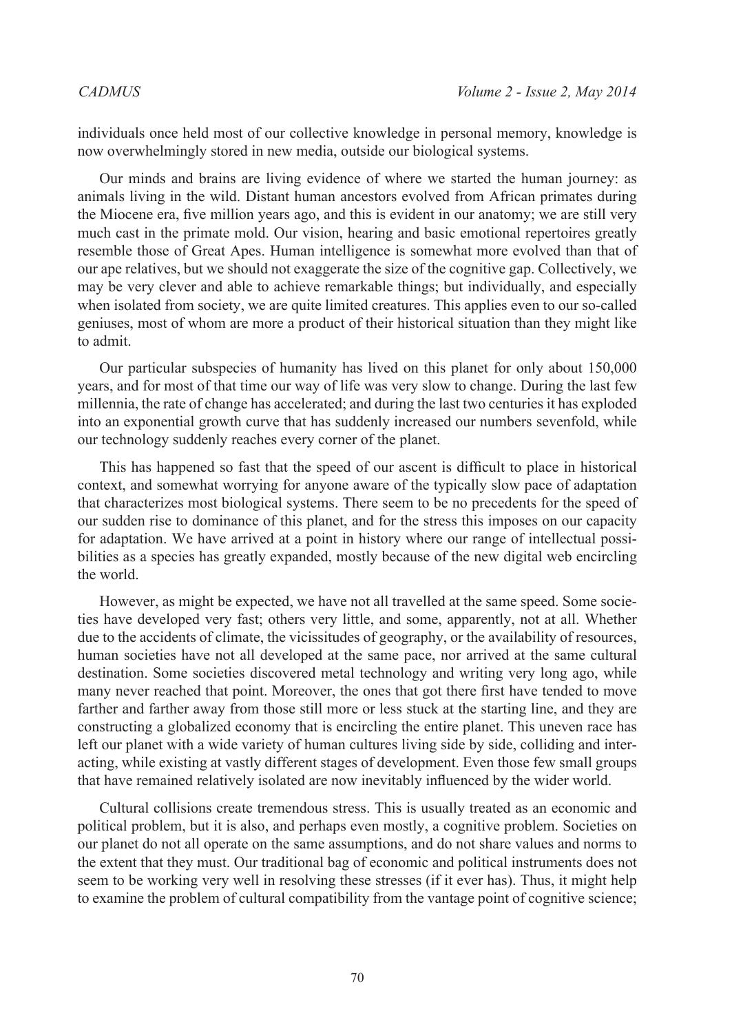individuals once held most of our collective knowledge in personal memory, knowledge is now overwhelmingly stored in new media, outside our biological systems.

Our minds and brains are living evidence of where we started the human journey: as animals living in the wild. Distant human ancestors evolved from African primates during the Miocene era, five million years ago, and this is evident in our anatomy; we are still very much cast in the primate mold. Our vision, hearing and basic emotional repertoires greatly resemble those of Great Apes. Human intelligence is somewhat more evolved than that of our ape relatives, but we should not exaggerate the size of the cognitive gap. Collectively, we may be very clever and able to achieve remarkable things; but individually, and especially when isolated from society, we are quite limited creatures. This applies even to our so-called geniuses, most of whom are more a product of their historical situation than they might like to admit.

Our particular subspecies of humanity has lived on this planet for only about 150,000 years, and for most of that time our way of life was very slow to change. During the last few millennia, the rate of change has accelerated; and during the last two centuries it has exploded into an exponential growth curve that has suddenly increased our numbers sevenfold, while our technology suddenly reaches every corner of the planet.

This has happened so fast that the speed of our ascent is difficult to place in historical context, and somewhat worrying for anyone aware of the typically slow pace of adaptation that characterizes most biological systems. There seem to be no precedents for the speed of our sudden rise to dominance of this planet, and for the stress this imposes on our capacity for adaptation. We have arrived at a point in history where our range of intellectual possibilities as a species has greatly expanded, mostly because of the new digital web encircling the world.

However, as might be expected, we have not all travelled at the same speed. Some societies have developed very fast; others very little, and some, apparently, not at all. Whether due to the accidents of climate, the vicissitudes of geography, or the availability of resources, human societies have not all developed at the same pace, nor arrived at the same cultural destination. Some societies discovered metal technology and writing very long ago, while many never reached that point. Moreover, the ones that got there first have tended to move farther and farther away from those still more or less stuck at the starting line, and they are constructing a globalized economy that is encircling the entire planet. This uneven race has left our planet with a wide variety of human cultures living side by side, colliding and interacting, while existing at vastly different stages of development. Even those few small groups that have remained relatively isolated are now inevitably influenced by the wider world.

Cultural collisions create tremendous stress. This is usually treated as an economic and political problem, but it is also, and perhaps even mostly, a cognitive problem. Societies on our planet do not all operate on the same assumptions, and do not share values and norms to the extent that they must. Our traditional bag of economic and political instruments does not seem to be working very well in resolving these stresses (if it ever has). Thus, it might help to examine the problem of cultural compatibility from the vantage point of cognitive science;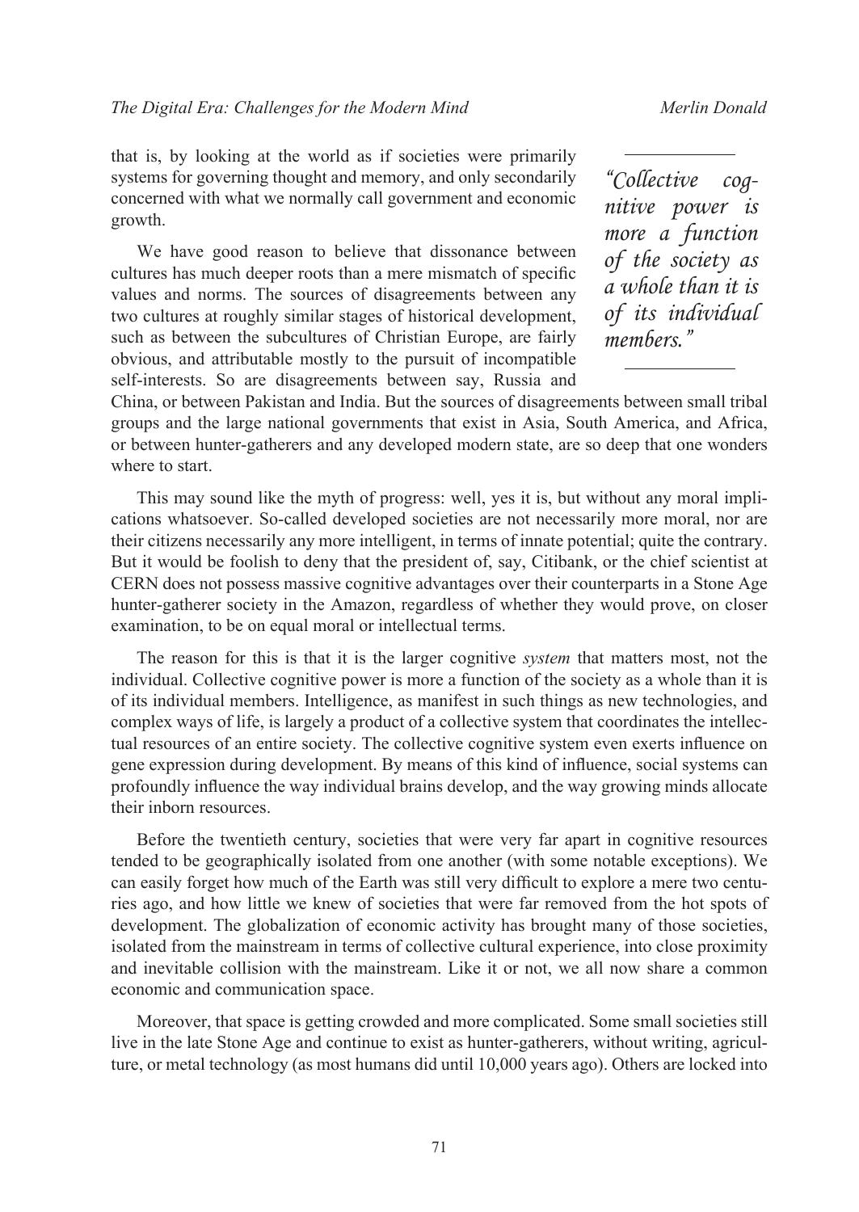that is, by looking at the world as if societies were primarily systems for governing thought and memory, and only secondarily concerned with what we normally call government and economic growth.

> *"Collective cognitive power is more a function of the society as a whole than it is of its individual members."*

We have good reason to believe that dissonance between cultures has much deeper roots than a mere mismatch of specific values and norms. The sources of disagreements between any two cultures at roughly similar stages of historical development, such as between the subcultures of Christian Europe, are fairly obvious, and attributable mostly to the pursuit of incompatible self-interests. So are disagreements between say, Russia and China, or between Pakistan and India. But the sources of disagreements between small tribal groups and the large national governments that exist in Asia, South America, and Africa, or between hunter-gatherers and any developed modern state, are so deep that one wonders where to start.

This may sound like the myth of progress: well, yes it is, but without any moral implications whatsoever. So-called developed societies are not necessarily more moral, nor are their citizens necessarily any more intelligent, in terms of innate potential; quite the contrary. But it would be foolish to deny that the president of, say, Citibank, or the chief scientist at CERN does not possess massive cognitive advantages over their counterparts in a Stone Age hunter-gatherer society in the Amazon, regardless of whether they would prove, on closer examination, to be on equal moral or intellectual terms.

The reason for this is that it is the larger cognitive *system* that matters most, not the individual. Collective cognitive power is more a function of the society as a whole than it is of its individual members. Intelligence, as manifest in such things as new technologies, and complex ways of life, is largely a product of a collective system that coordinates the intellectual resources of an entire society. The collective cognitive system even exerts influence on gene expression during development. By means of this kind of influence, social systems can profoundly influence the way individual brains develop, and the way growing minds allocate their inborn resources.

Before the twentieth century, societies that were very far apart in cognitive resources tended to be geographically isolated from one another (with some notable exceptions). We can easily forget how much of the Earth was still very difficult to explore a mere two centuries ago, and how little we knew of societies that were far removed from the hot spots of development. The globalization of economic activity has brought many of those societies, isolated from the mainstream in terms of collective cultural experience, into close proximity and inevitable collision with the mainstream. Like it or not, we all now share a common economic and communication space.

Moreover, that space is getting crowded and more complicated. Some small societies still live in the late Stone Age and continue to exist as hunter-gatherers, without writing, agriculture, or metal technology (as most humans did until 10,000 years ago). Others are locked into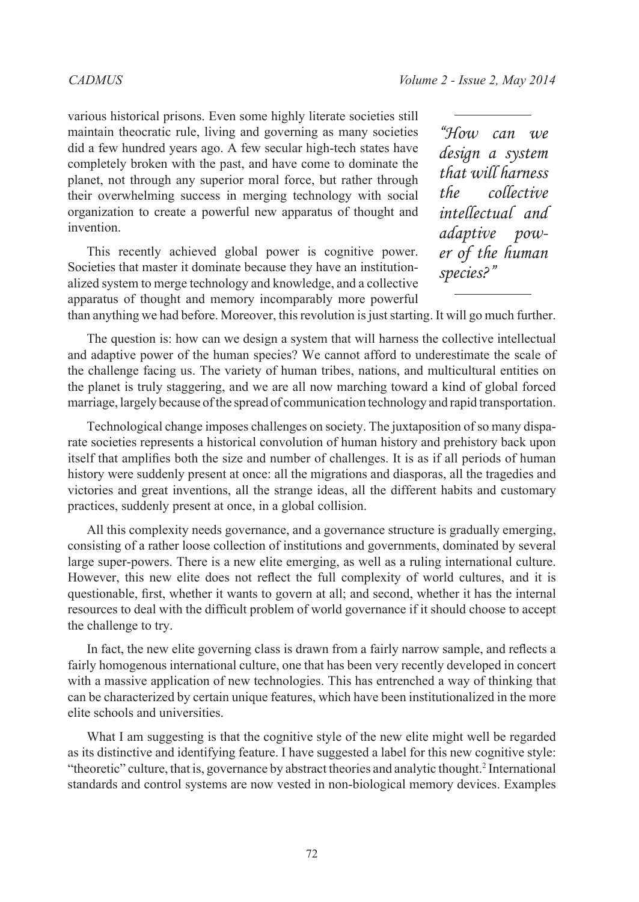various historical prisons. Even some highly literate societies still maintain theocratic rule, living and governing as many societies did a few hundred years ago. A few secular high-tech states have completely broken with the past, and have come to dominate the planet, not through any superior moral force, but rather through their overwhelming success in merging technology with social organization to create a powerful new apparatus of thought and invention.

> *"How can we design a system that will harness the collective intellectual and adaptive power of the human species?"*

This recently achieved global power is cognitive power. Societies that master it dominate because they have an institutionalized system to merge technology and knowledge, and a collective apparatus of thought and memory incomparably more powerful than anything we had before. Moreover, this revolution is just starting. It will go much further.

The question is: how can we design a system that will harness the collective intellectual and adaptive power of the human species? We cannot afford to underestimate the scale of the challenge facing us. The variety of human tribes, nations, and multicultural entities on the planet is truly staggering, and we are all now marching toward a kind of global forced marriage, largely because of the spread of communication technology and rapid transportation.

Technological change imposes challenges on society. The juxtaposition of so many disparate societies represents a historical convolution of human history and prehistory back upon itself that amplifies both the size and number of challenges. It is as if all periods of human history were suddenly present at once: all the migrations and diasporas, all the tragedies and victories and great inventions, all the strange ideas, all the different habits and customary practices, suddenly present at once, in a global collision.

All this complexity needs governance, and a governance structure is gradually emerging, consisting of a rather loose collection of institutions and governments, dominated by several large super-powers. There is a new elite emerging, as well as a ruling international culture. However, this new elite does not reflect the full complexity of world cultures, and it is questionable, first, whether it wants to govern at all; and second, whether it has the internal resources to deal with the difficult problem of world governance if it should choose to accept the challenge to try.

In fact, the new elite governing class is drawn from a fairly narrow sample, and reflects a fairly homogenous international culture, one that has been very recently developed in concert with a massive application of new technologies. This has entrenched a way of thinking that can be characterized by certain unique features, which have been institutionalized in the more elite schools and universities.

What I am suggesting is that the cognitive style of the new elite might well be regarded as its distinctive and identifying feature. I have suggested a label for this new cognitive style: "theoretic" culture, that is, governance by abstract theories and analytic thought.[2] International standards and control systems are now vested in non-biological memory devices. Examples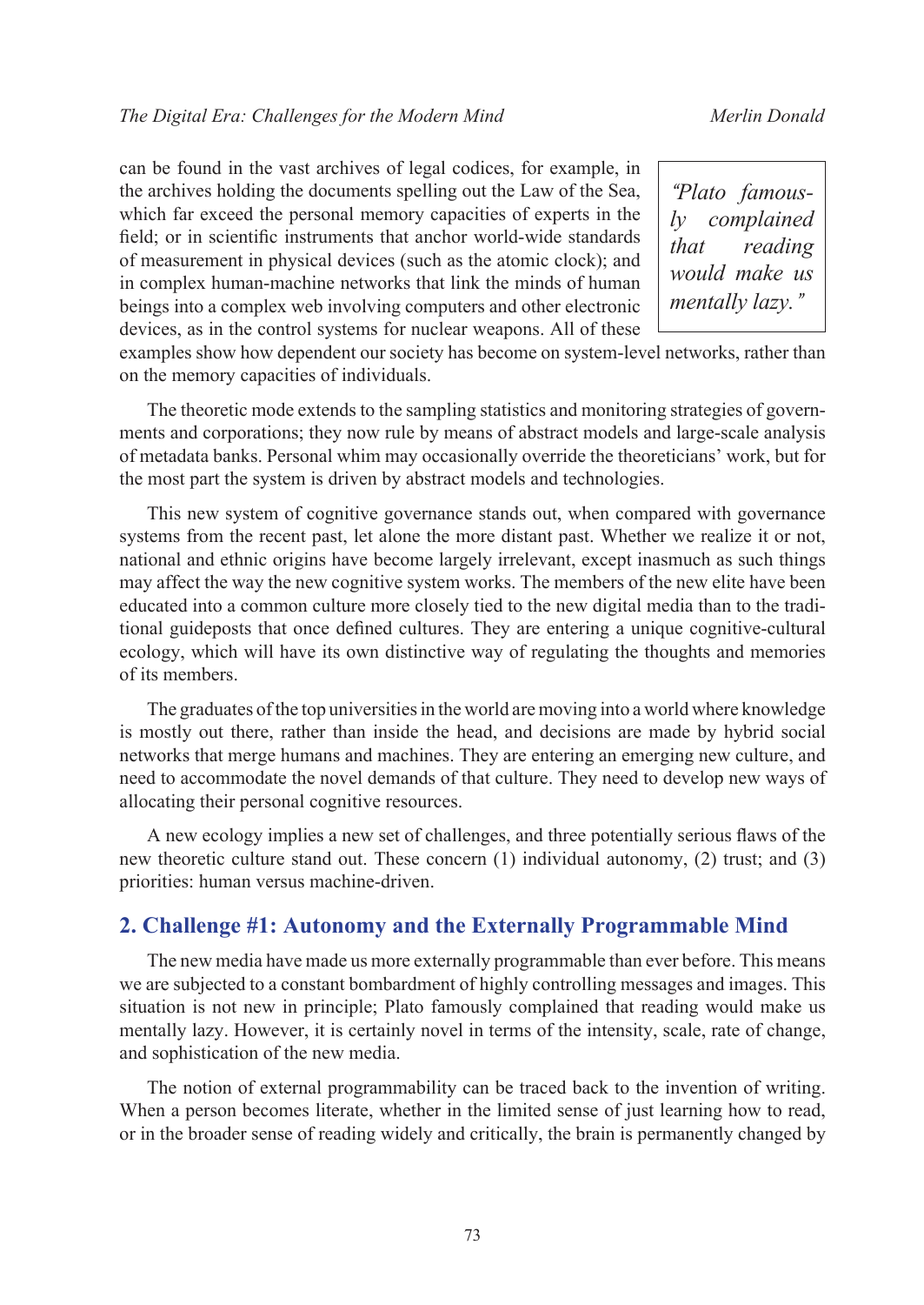can be found in the vast archives of legal codices, for example, in the archives holding the documents spelling out the Law of the Sea, which far exceed the personal memory capacities of experts in the field; or in scientific instruments that anchor world-wide standards of measurement in physical devices (such as the atomic clock); and in complex human-machine networks that link the minds of human beings into a complex web involving computers and other electronic devices, as in the control systems for nuclear weapons. All of these examples show how dependent our society has become on system-level networks, rather than on the memory capacities of individuals.

> *"Plato famously complained that reading would make us mentally lazy."*

The theoretic mode extends to the sampling statistics and monitoring strategies of governments and corporations; they now rule by means of abstract models and large-scale analysis of metadata banks. Personal whim may occasionally override the theoreticians' work, but for the most part the system is driven by abstract models and technologies.

This new system of cognitive governance stands out, when compared with governance systems from the recent past, let alone the more distant past. Whether we realize it or not, national and ethnic origins have become largely irrelevant, except inasmuch as such things may affect the way the new cognitive system works. The members of the new elite have been educated into a common culture more closely tied to the new digital media than to the traditional guideposts that once defined cultures. They are entering a unique cognitive-cultural ecology, which will have its own distinctive way of regulating the thoughts and memories of its members.

The graduates of the top universities in the world are moving into a world where knowledge is mostly out there, rather than inside the head, and decisions are made by hybrid social networks that merge humans and machines. They are entering an emerging new culture, and need to accommodate the novel demands of that culture. They need to develop new ways of allocating their personal cognitive resources.

A new ecology implies a new set of challenges, and three potentially serious flaws of the new theoretic culture stand out. These concern (1) individual autonomy, (2) trust; and (3) priorities: human versus machine-driven.

## 2. Challenge #1: Autonomy and the Externally Programmable Mind

The new media have made us more externally programmable than ever before. This means we are subjected to a constant bombardment of highly controlling messages and images. This situation is not new in principle; Plato famously complained that reading would make us mentally lazy. However, it is certainly novel in terms of the intensity, scale, rate of change, and sophistication of the new media.

The notion of external programmability can be traced back to the invention of writing. When a person becomes literate, whether in the limited sense of just learning how to read, or in the broader sense of reading widely and critically, the brain is permanently changed by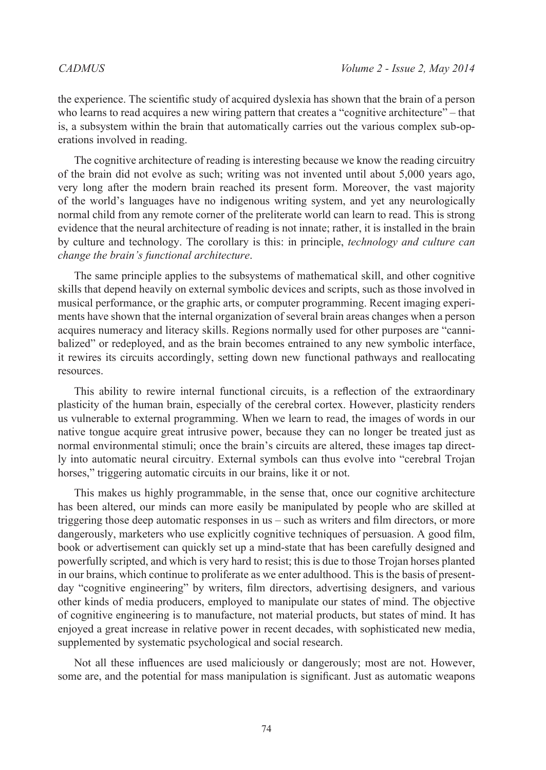the experience. The scientific study of acquired dyslexia has shown that the brain of a person who learns to read acquires a new wiring pattern that creates a "cognitive architecture" – that is, a subsystem within the brain that automatically carries out the various complex sub-operations involved in reading.

The cognitive architecture of reading is interesting because we know the reading circuitry of the brain did not evolve as such; writing was not invented until about 5,000 years ago, very long after the modern brain reached its present form. Moreover, the vast majority of the world's languages have no indigenous writing system, and yet any neurologically normal child from any remote corner of the preliterate world can learn to read. This is strong evidence that the neural architecture of reading is not innate; rather, it is installed in the brain by culture and technology. The corollary is this: in principle, *technology and culture can change the brain's functional architecture*.

The same principle applies to the subsystems of mathematical skill, and other cognitive skills that depend heavily on external symbolic devices and scripts, such as those involved in musical performance, or the graphic arts, or computer programming. Recent imaging experiments have shown that the internal organization of several brain areas changes when a person acquires numeracy and literacy skills. Regions normally used for other purposes are "cannibalized" or redeployed, and as the brain becomes entrained to any new symbolic interface, it rewires its circuits accordingly, setting down new functional pathways and reallocating resources.

This ability to rewire internal functional circuits, is a reflection of the extraordinary plasticity of the human brain, especially of the cerebral cortex. However, plasticity renders us vulnerable to external programming. When we learn to read, the images of words in our native tongue acquire great intrusive power, because they can no longer be treated just as normal environmental stimuli; once the brain's circuits are altered, these images tap directly into automatic neural circuitry. External symbols can thus evolve into "cerebral Trojan horses," triggering automatic circuits in our brains, like it or not.

This makes us highly programmable, in the sense that, once our cognitive architecture has been altered, our minds can more easily be manipulated by people who are skilled at triggering those deep automatic responses in us – such as writers and film directors, or more dangerously, marketers who use explicitly cognitive techniques of persuasion. A good film, book or advertisement can quickly set up a mind-state that has been carefully designed and powerfully scripted, and which is very hard to resist; this is due to those Trojan horses planted in our brains, which continue to proliferate as we enter adulthood. This is the basis of present-day "cognitive engineering" by writers, film directors, advertising designers, and various other kinds of media producers, employed to manipulate our states of mind. The objective of cognitive engineering is to manufacture, not material products, but states of mind. It has enjoyed a great increase in relative power in recent decades, with sophisticated new media, supplemented by systematic psychological and social research.

Not all these influences are used maliciously or dangerously; most are not. However, some are, and the potential for mass manipulation is significant. Just as automatic weapons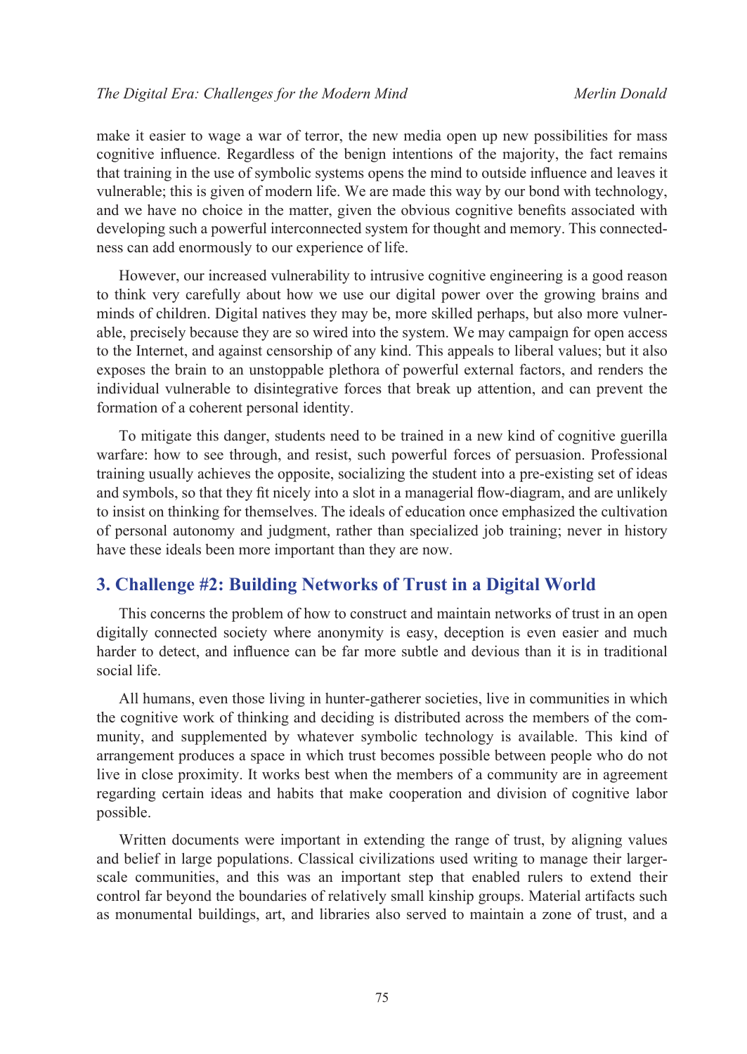make it easier to wage a war of terror, the new media open up new possibilities for mass cognitive influence. Regardless of the benign intentions of the majority, the fact remains that training in the use of symbolic systems opens the mind to outside influence and leaves it vulnerable; this is given of modern life. We are made this way by our bond with technology, and we have no choice in the matter, given the obvious cognitive benefits associated with developing such a powerful interconnected system for thought and memory. This connectedness can add enormously to our experience of life.

However, our increased vulnerability to intrusive cognitive engineering is a good reason to think very carefully about how we use our digital power over the growing brains and minds of children. Digital natives they may be, more skilled perhaps, but also more vulnerable, precisely because they are so wired into the system. We may campaign for open access to the Internet, and against censorship of any kind. This appeals to liberal values; but it also exposes the brain to an unstoppable plethora of powerful external factors, and renders the individual vulnerable to disintegrative forces that break up attention, and can prevent the formation of a coherent personal identity.

To mitigate this danger, students need to be trained in a new kind of cognitive guerilla warfare: how to see through, and resist, such powerful forces of persuasion. Professional training usually achieves the opposite, socializing the student into a pre-existing set of ideas and symbols, so that they fit nicely into a slot in a managerial flow-diagram, and are unlikely to insist on thinking for themselves. The ideals of education once emphasized the cultivation of personal autonomy and judgment, rather than specialized job training; never in history have these ideals been more important than they are now.

## 3. Challenge #2: Building Networks of Trust in a Digital World

This concerns the problem of how to construct and maintain networks of trust in an open digitally connected society where anonymity is easy, deception is even easier and much harder to detect, and influence can be far more subtle and devious than it is in traditional social life.

All humans, even those living in hunter-gatherer societies, live in communities in which the cognitive work of thinking and deciding is distributed across the members of the community, and supplemented by whatever symbolic technology is available. This kind of arrangement produces a space in which trust becomes possible between people who do not live in close proximity. It works best when the members of a community are in agreement regarding certain ideas and habits that make cooperation and division of cognitive labor possible.

Written documents were important in extending the range of trust, by aligning values and belief in large populations. Classical civilizations used writing to manage their larger-scale communities, and this was an important step that enabled rulers to extend their control far beyond the boundaries of relatively small kinship groups. Material artifacts such as monumental buildings, art, and libraries also served to maintain a zone of trust, and a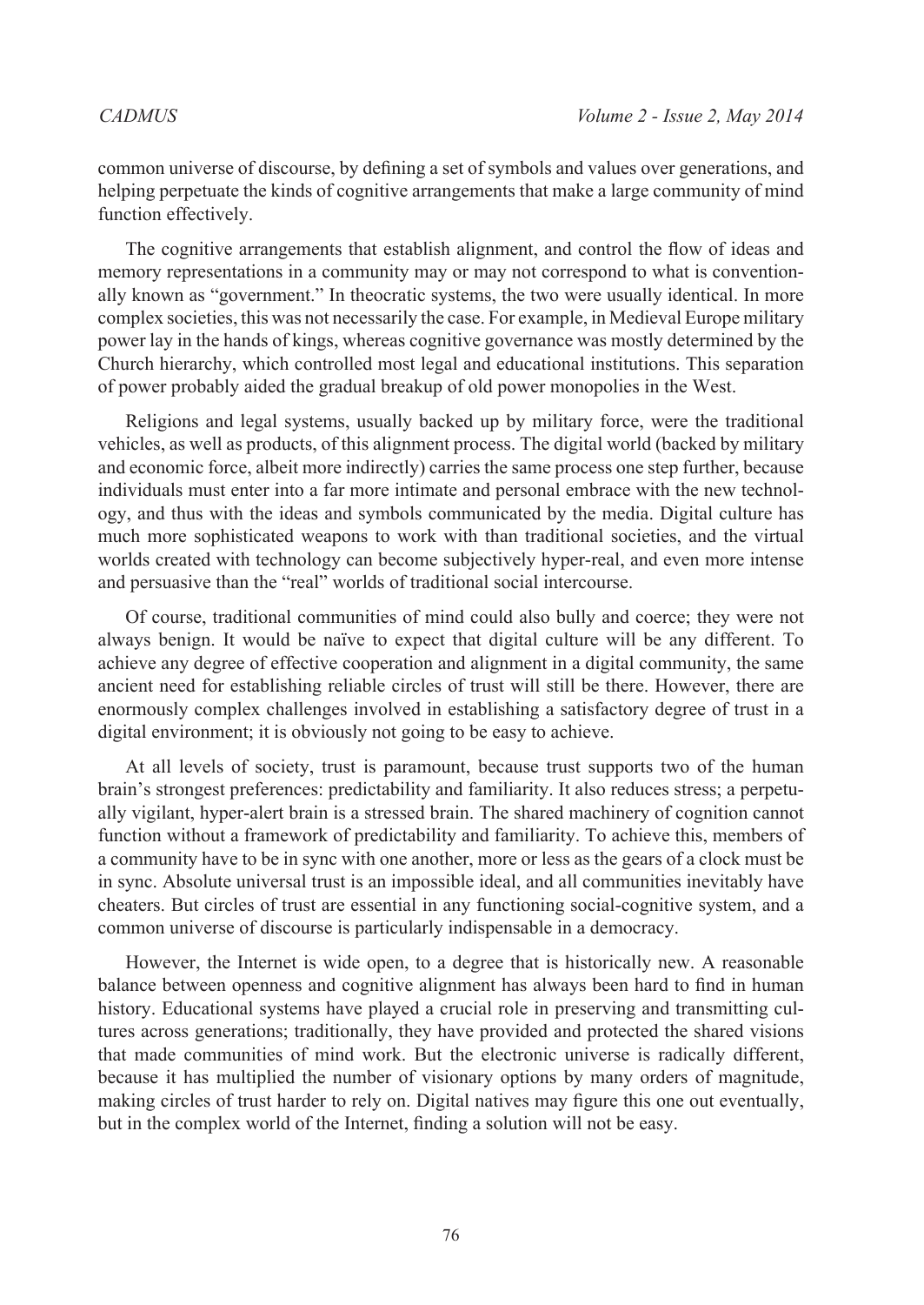common universe of discourse, by defining a set of symbols and values over generations, and helping perpetuate the kinds of cognitive arrangements that make a large community of mind function effectively.

The cognitive arrangements that establish alignment, and control the flow of ideas and memory representations in a community may or may not correspond to what is conventionally known as "government." In theocratic systems, the two were usually identical. In more complex societies, this was not necessarily the case. For example, in Medieval Europe military power lay in the hands of kings, whereas cognitive governance was mostly determined by the Church hierarchy, which controlled most legal and educational institutions. This separation of power probably aided the gradual breakup of old power monopolies in the West.

Religions and legal systems, usually backed up by military force, were the traditional vehicles, as well as products, of this alignment process. The digital world (backed by military and economic force, albeit more indirectly) carries the same process one step further, because individuals must enter into a far more intimate and personal embrace with the new technology, and thus with the ideas and symbols communicated by the media. Digital culture has much more sophisticated weapons to work with than traditional societies, and the virtual worlds created with technology can become subjectively hyper-real, and even more intense and persuasive than the "real" worlds of traditional social intercourse.

Of course, traditional communities of mind could also bully and coerce; they were not always benign. It would be naïve to expect that digital culture will be any different. To achieve any degree of effective cooperation and alignment in a digital community, the same ancient need for establishing reliable circles of trust will still be there. However, there are enormously complex challenges involved in establishing a satisfactory degree of trust in a digital environment; it is obviously not going to be easy to achieve.

At all levels of society, trust is paramount, because trust supports two of the human brain's strongest preferences: predictability and familiarity. It also reduces stress; a perpetually vigilant, hyper-alert brain is a stressed brain. The shared machinery of cognition cannot function without a framework of predictability and familiarity. To achieve this, members of a community have to be in sync with one another, more or less as the gears of a clock must be in sync. Absolute universal trust is an impossible ideal, and all communities inevitably have cheaters. But circles of trust are essential in any functioning social-cognitive system, and a common universe of discourse is particularly indispensable in a democracy.

However, the Internet is wide open, to a degree that is historically new. A reasonable balance between openness and cognitive alignment has always been hard to find in human history. Educational systems have played a crucial role in preserving and transmitting cultures across generations; traditionally, they have provided and protected the shared visions that made communities of mind work. But the electronic universe is radically different, because it has multiplied the number of visionary options by many orders of magnitude, making circles of trust harder to rely on. Digital natives may figure this one out eventually, but in the complex world of the Internet, finding a solution will not be easy.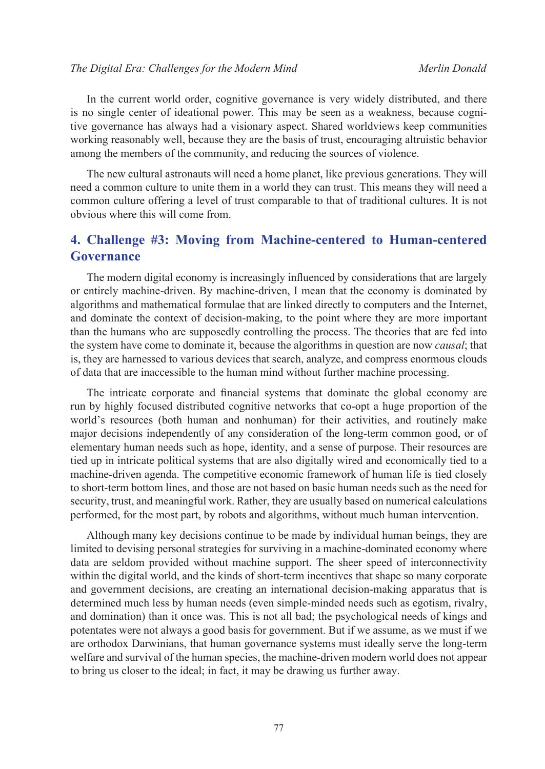In the current world order, cognitive governance is very widely distributed, and there is no single center of ideational power. This may be seen as a weakness, because cognitive governance has always had a visionary aspect. Shared worldviews keep communities working reasonably well, because they are the basis of trust, encouraging altruistic behavior among the members of the community, and reducing the sources of violence.

The new cultural astronauts will need a home planet, like previous generations. They will need a common culture to unite them in a world they can trust. This means they will need a common culture offering a level of trust comparable to that of traditional cultures. It is not obvious where this will come from.

## 4. Challenge #3: Moving from Machine-centered to Human-centered Governance

The modern digital economy is increasingly influenced by considerations that are largely or entirely machine-driven. By machine-driven, I mean that the economy is dominated by algorithms and mathematical formulae that are linked directly to computers and the Internet, and dominate the context of decision-making, to the point where they are more important than the humans who are supposedly controlling the process. The theories that are fed into the system have come to dominate it, because the algorithms in question are now *causal*; that is, they are harnessed to various devices that search, analyze, and compress enormous clouds of data that are inaccessible to the human mind without further machine processing.

The intricate corporate and financial systems that dominate the global economy are run by highly focused distributed cognitive networks that co-opt a huge proportion of the world's resources (both human and nonhuman) for their activities, and routinely make major decisions independently of any consideration of the long-term common good, or of elementary human needs such as hope, identity, and a sense of purpose. Their resources are tied up in intricate political systems that are also digitally wired and economically tied to a machine-driven agenda. The competitive economic framework of human life is tied closely to short-term bottom lines, and those are not based on basic human needs such as the need for security, trust, and meaningful work. Rather, they are usually based on numerical calculations performed, for the most part, by robots and algorithms, without much human intervention.

Although many key decisions continue to be made by individual human beings, they are limited to devising personal strategies for surviving in a machine-dominated economy where data are seldom provided without machine support. The sheer speed of interconnectivity within the digital world, and the kinds of short-term incentives that shape so many corporate and government decisions, are creating an international decision-making apparatus that is determined much less by human needs (even simple-minded needs such as egotism, rivalry, and domination) than it once was. This is not all bad; the psychological needs of kings and potentates were not always a good basis for government. But if we assume, as we must if we are orthodox Darwinians, that human governance systems must ideally serve the long-term welfare and survival of the human species, the machine-driven modern world does not appear to bring us closer to the ideal; in fact, it may be drawing us further away.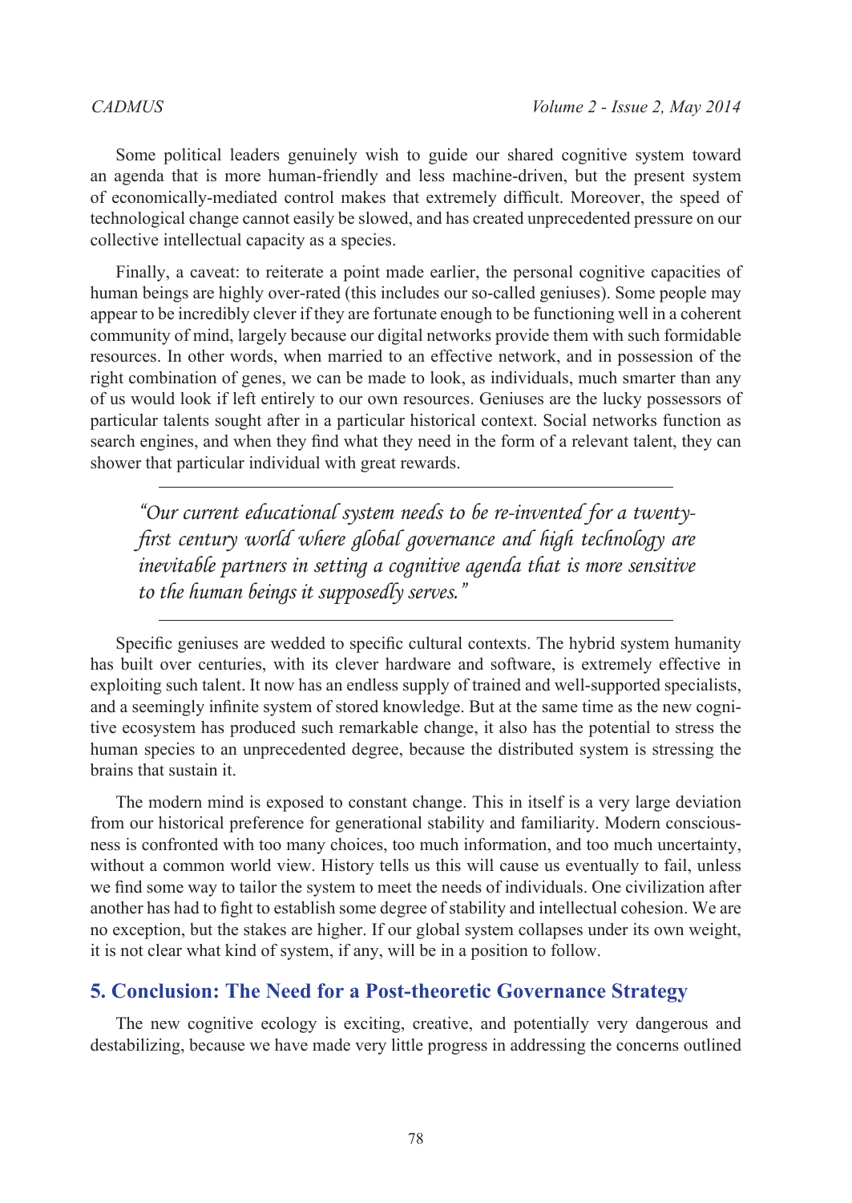Some political leaders genuinely wish to guide our shared cognitive system toward an agenda that is more human-friendly and less machine-driven, but the present system of economically-mediated control makes that extremely difficult. Moreover, the speed of technological change cannot easily be slowed, and has created unprecedented pressure on our collective intellectual capacity as a species.

Finally, a caveat: to reiterate a point made earlier, the personal cognitive capacities of human beings are highly over-rated (this includes our so-called geniuses). Some people may appear to be incredibly clever if they are fortunate enough to be functioning well in a coherent community of mind, largely because our digital networks provide them with such formidable resources. In other words, when married to an effective network, and in possession of the right combination of genes, we can be made to look, as individuals, much smarter than any of us would look if left entirely to our own resources. Geniuses are the lucky possessors of particular talents sought after in a particular historical context. Social networks function as search engines, and when they find what they need in the form of a relevant talent, they can shower that particular individual with great rewards.

> *"Our current educational system needs to be re-invented for a twenty-first century world where global governance and high technology are inevitable partners in setting a cognitive agenda that is more sensitive to the human beings it supposedly serves."*

Specific geniuses are wedded to specific cultural contexts. The hybrid system humanity has built over centuries, with its clever hardware and software, is extremely effective in exploiting such talent. It now has an endless supply of trained and well-supported specialists, and a seemingly infinite system of stored knowledge. But at the same time as the new cognitive ecosystem has produced such remarkable change, it also has the potential to stress the human species to an unprecedented degree, because the distributed system is stressing the brains that sustain it.

The modern mind is exposed to constant change. This in itself is a very large deviation from our historical preference for generational stability and familiarity. Modern consciousness is confronted with too many choices, too much information, and too much uncertainty, without a common world view. History tells us this will cause us eventually to fail, unless we find some way to tailor the system to meet the needs of individuals. One civilization after another has had to fight to establish some degree of stability and intellectual cohesion. We are no exception, but the stakes are higher. If our global system collapses under its own weight, it is not clear what kind of system, if any, will be in a position to follow.

## 5. Conclusion: The Need for a Post-theoretic Governance Strategy

The new cognitive ecology is exciting, creative, and potentially very dangerous and destabilizing, because we have made very little progress in addressing the concerns outlined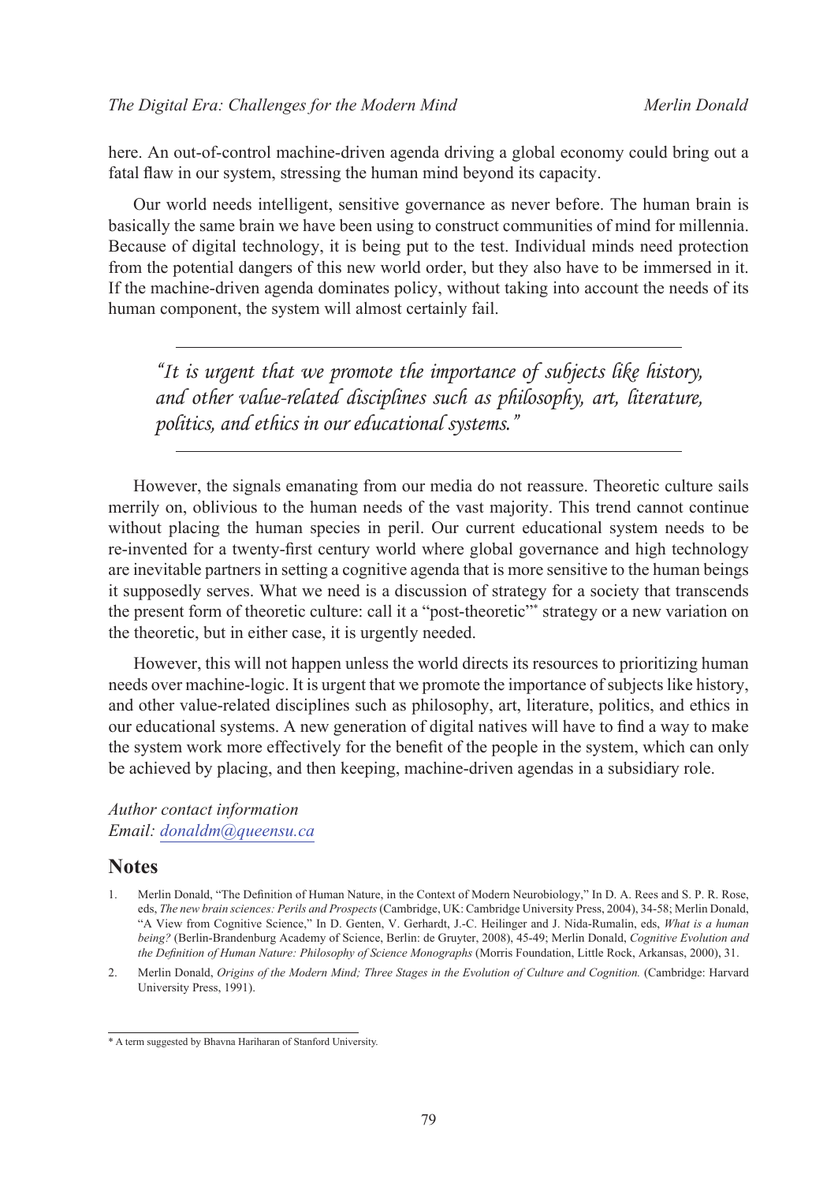here. An out-of-control machine-driven agenda driving a global economy could bring out a fatal flaw in our system, stressing the human mind beyond its capacity.

Our world needs intelligent, sensitive governance as never before. The human brain is basically the same brain we have been using to construct communities of mind for millennia. Because of digital technology, it is being put to the test. Individual minds need protection from the potential dangers of this new world order, but they also have to be immersed in it. If the machine-driven agenda dominates policy, without taking into account the needs of its human component, the system will almost certainly fail.

> *"It is urgent that we promote the importance of subjects like history, and other value-related disciplines such as philosophy, art, literature, politics, and ethics in our educational systems."*

However, the signals emanating from our media do not reassure. Theoretic culture sails merrily on, oblivious to the human needs of the vast majority. This trend cannot continue without placing the human species in peril. Our current educational system needs to be re-invented for a twenty-first century world where global governance and high technology are inevitable partners in setting a cognitive agenda that is more sensitive to the human beings it supposedly serves. What we need is a discussion of strategy for a society that transcends the present form of theoretic culture: call it a "post-theoretic"* strategy or a new variation on the theoretic, but in either case, it is urgently needed.

However, this will not happen unless the world directs its resources to prioritizing human needs over machine-logic. It is urgent that we promote the importance of subjects like history, and other value-related disciplines such as philosophy, art, literature, politics, and ethics in our educational systems. A new generation of digital natives will have to find a way to make the system work more effectively for the benefit of the people in the system, which can only be achieved by placing, and then keeping, machine-driven agendas in a subsidiary role.

*Author contact information*
*Email: donaldm@queensu.ca*

## Notes

1. Merlin Donald, "The Definition of Human Nature, in the Context of Modern Neurobiology," In D. A. Rees and S. P. R. Rose, eds, *The new brain sciences: Perils and Prospects* (Cambridge, UK: Cambridge University Press, 2004), 34-58; Merlin Donald, "A View from Cognitive Science," In D. Genten, V. Gerhardt, J.-C. Heilinger and J. Nida-Rumalin, eds, *What is a human being?* (Berlin-Brandenburg Academy of Science, Berlin: de Gruyter, 2008), 45-49; Merlin Donald, *Cognitive Evolution and the Definition of Human Nature: Philosophy of Science Monographs* (Morris Foundation, Little Rock, Arkansas, 2000), 31.
2. Merlin Donald, *Origins of the Modern Mind; Three Stages in the Evolution of Culture and Cognition.* (Cambridge: Harvard University Press, 1991).

\* A term suggested by Bhavna Hariharan of Stanford University.